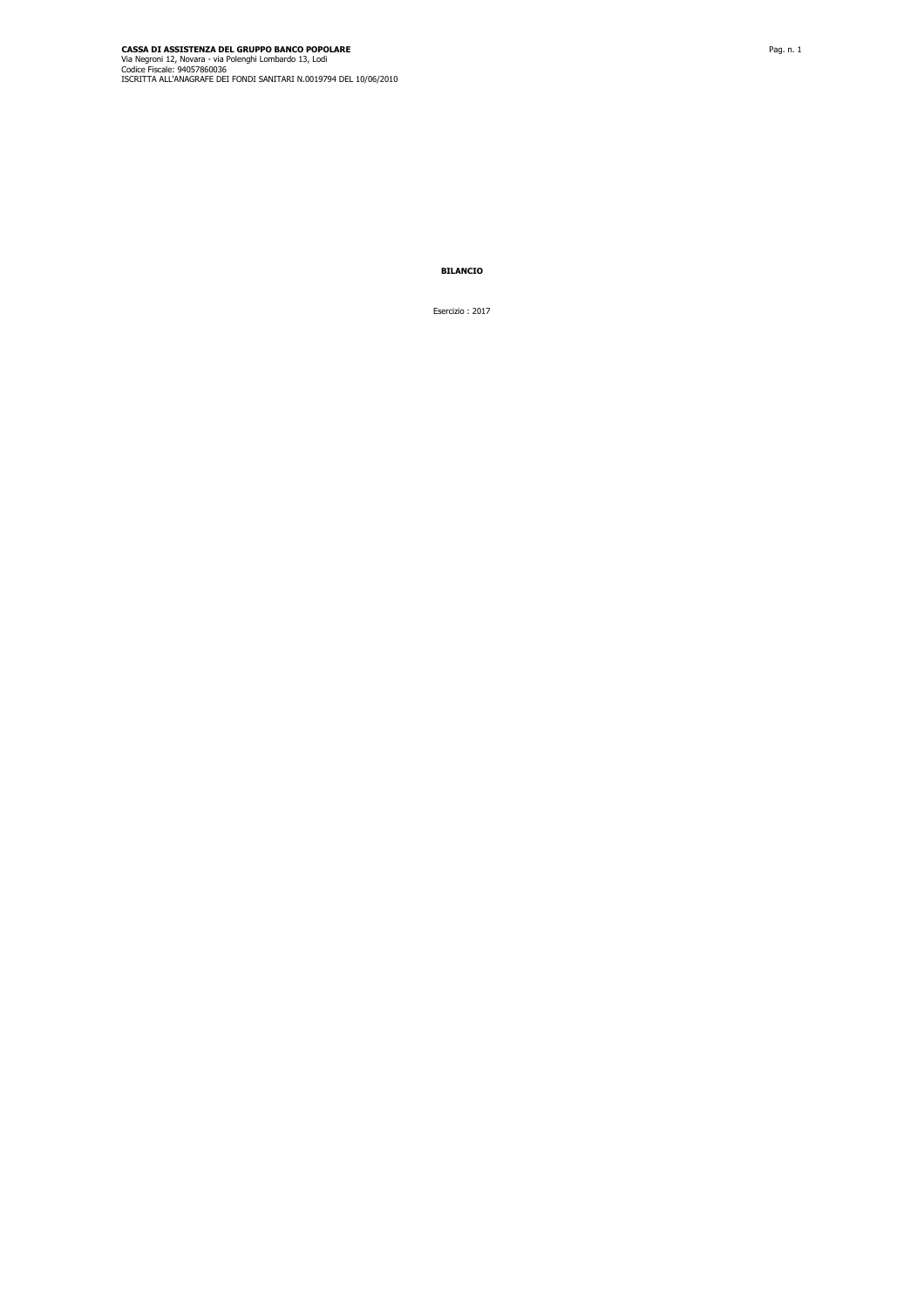**CASSA DI ASSISTENZA DEL GRUPPO BANCO POPOLARE**
Via Negroni 12, Novara - via Polenghi Lombardo 13, Lodi
Codice Fiscale: 94057860036
ISCRITTA ALL'ANAGRAFE DEI FONDI SANITARI N.0019794 DEL 10/06/2010

**BILANCIO**

Esercizio : 2017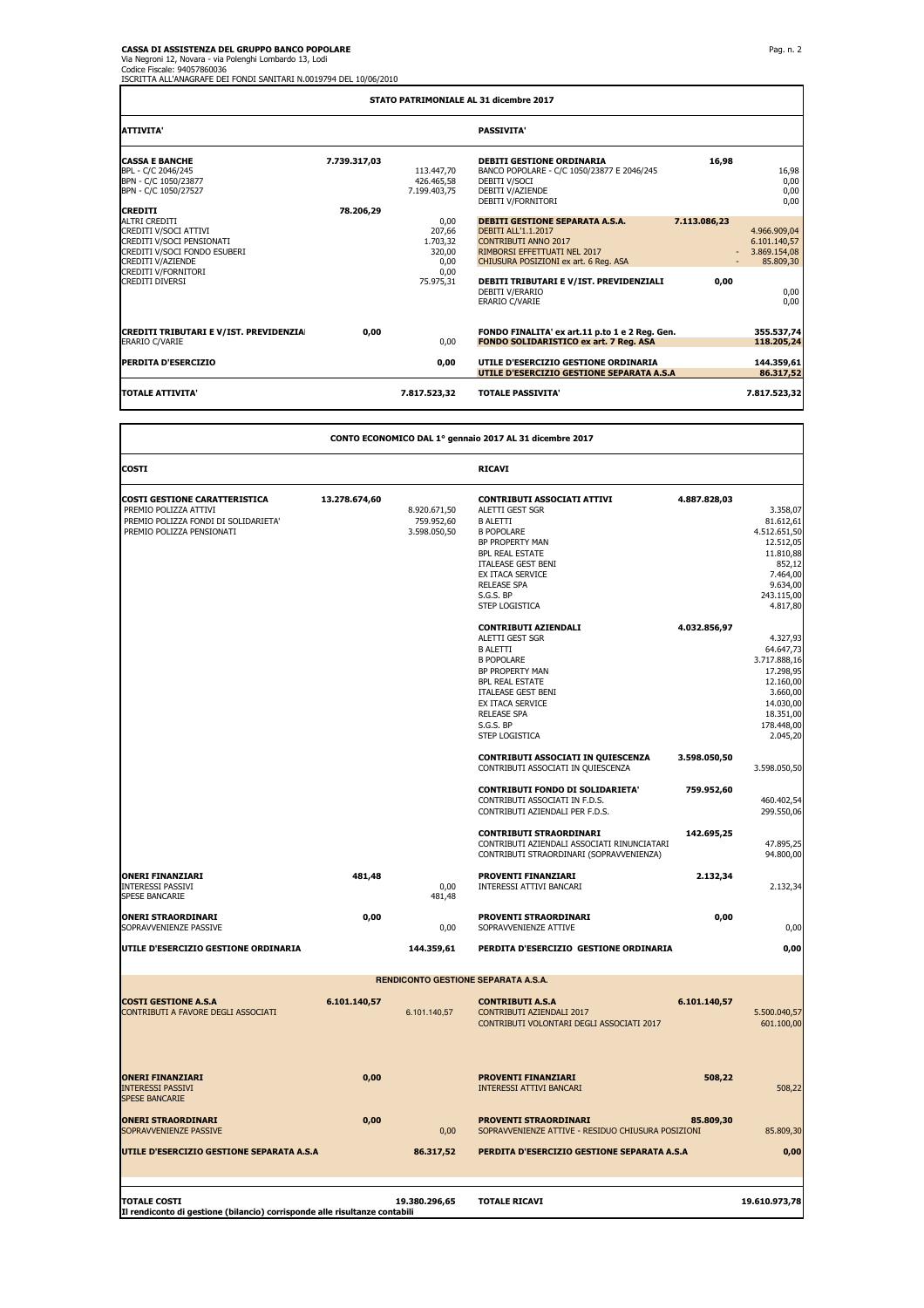**CASSA DI ASSISTENZA DEL GRUPPO BANCO POPOLARE**
Via Negroni 12, Novara - via Polenghi Lombardo 13, Lodi
Codice Fiscale: 94057860036
ISCRITTA ALL'ANAGRAFE DEI FONDI SANITARI N.0019794 DEL 10/06/2010

## STATO PATRIMONIALE AL 31 dicembre 2017

| ATTIVITA' | | | PASSIVITA' | | |
|---|---|---|---|---|---|
| **CASSA E BANCHE** | 7.739.317,03 | | **DEBITI GESTIONE ORDINARIA** | 16,98 | |
| BPL - C/C 2046/245 | | 113.447,70 | BANCO POPOLARE - C/C 1050/23877 E 2046/245 | | 16,98 |
| BPN - C/C 1050/23877 | | 426.465,58 | DEBITI V/SOCI | | 0,00 |
| BPN - C/C 1050/27527 | | 7.199.403,75 | DEBITI V/AZIENDE | | 0,00 |
| | | | DEBITI V/FORNITORI | | 0,00 |
| **CREDITI** | 78.206,29 | | | | |
| ALTRI CREDITI | | 0,00 | **DEBITI GESTIONE SEPARATA A.S.A.** | 7.113.086,23 | |
| CREDITI V/SOCI ATTIVI | | 207,66 | DEBITI ALL'1.1.2017 | | 4.966.909,04 |
| CREDITI V/SOCI PENSIONATI | | 1.703,32 | CONTRIBUTI ANNO 2017 | | 6.101.140,57 |
| CREDITI V/SOCI FONDO ESUBERI | | 320,00 | RIMBORSI EFFETTUATI NEL 2017 | | - 3.869.154,08 |
| CREDITI V/AZIENDE | | 0,00 | CHIUSURA POSIZIONI ex art. 6 Reg. ASA | | - 85.809,30 |
| CREDITI V/FORNITORI | | 0,00 | | | |
| CREDITI DIVERSI | | 75.975,31 | **DEBITI TRIBUTARI E V/IST. PREVIDENZIALI** | 0,00 | |
| | | | DEBITI V/ERARIO | | 0,00 |
| | | | ERARIO C/VARIE | | 0,00 |
| **CREDITI TRIBUTARI E V/IST. PREVIDENZIA** | 0,00 | | **FONDO FINALITA' ex art.11 p.to 1 e 2 Reg. Gen.** | | 355.537,74 |
| ERARIO C/VARIE | | 0,00 | **FONDO SOLIDARISTICO ex art. 7 Reg. ASA** | | 118.205,24 |
| **PERDITA D'ESERCIZIO** | | 0,00 | **UTILE D'ESERCIZIO GESTIONE ORDINARIA** | | 144.359,61 |
| | | | **UTILE D'ESERCIZIO GESTIONE SEPARATA A.S.A** | | 86.317,52 |
| **TOTALE ATTIVITA'** | | 7.817.523,32 | **TOTALE PASSIVITA'** | | 7.817.523,32 |

## CONTO ECONOMICO DAL 1° gennaio 2017 AL 31 dicembre 2017

| COSTI | | | RICAVI | | |
|---|---|---|---|---|---|
| **COSTI GESTIONE CARATTERISTICA** | 13.278.674,60 | | **CONTRIBUTI ASSOCIATI ATTIVI** | 4.887.828,03 | |
| PREMIO POLIZZA ATTIVI | | 8.920.671,50 | ALETTI GEST SGR | | 3.358,07 |
| PREMIO POLIZZA FONDI DI SOLIDARIETA' | | 759.952,60 | B ALETTI | | 81.612,61 |
| PREMIO POLIZZA PENSIONATI | | 3.598.050,50 | B POPOLARE | | 4.512.651,50 |
| | | | BP PROPERTY MAN | | 12.512,05 |
| | | | BPL REAL ESTATE | | 11.810,88 |
| | | | ITALEASE GEST BENI | | 852,12 |
| | | | EX ITACA SERVICE | | 7.464,00 |
| | | | RELEASE SPA | | 9.634,00 |
| | | | S.G.S. BP | | 243.115,00 |
| | | | STEP LOGISTICA | | 4.817,80 |
| | | | **CONTRIBUTI AZIENDALI** | 4.032.856,97 | |
| | | | ALETTI GEST SGR | | 4.327,93 |
| | | | B ALETTI | | 64.647,73 |
| | | | B POPOLARE | | 3.717.888,16 |
| | | | BP PROPERTY MAN | | 17.298,95 |
| | | | BPL REAL ESTATE | | 12.160,00 |
| | | | ITALEASE GEST BENI | | 3.660,00 |
| | | | EX ITACA SERVICE | | 14.030,00 |
| | | | RELEASE SPA | | 18.351,00 |
| | | | S.G.S. BP | | 178.448,00 |
| | | | STEP LOGISTICA | | 2.045,20 |
| | | | **CONTRIBUTI ASSOCIATI IN QUIESCENZA** | 3.598.050,50 | |
| | | | CONTRIBUTI ASSOCIATI IN QUIESCENZA | | 3.598.050,50 |
| | | | **CONTRIBUTI FONDO DI SOLIDARIETA'** | 759.952,60 | |
| | | | CONTRIBUTI ASSOCIATI IN F.D.S. | | 460.402,54 |
| | | | CONTRIBUTI AZIENDALI PER F.D.S. | | 299.550,06 |
| | | | **CONTRIBUTI STRAORDINARI** | 142.695,25 | |
| | | | CONTRIBUTI AZIENDALI ASSOCIATI RINUNCIATARI | | 47.895,25 |
| | | | CONTRIBUTI STRAORDINARI (SOPRAVVENIENZA) | | 94.800,00 |
| **ONERI FINANZIARI** | 481,48 | | **PROVENTI FINANZIARI** | 2.132,34 | |
| INTERESSI PASSIVI | | 0,00 | INTERESSI ATTIVI BANCARI | | 2.132,34 |
| SPESE BANCARIE | | 481,48 | | | |
| **ONERI STRAORDINARI** | 0,00 | | **PROVENTI STRAORDINARI** | 0,00 | |
| SOPRAVVENIENZE PASSIVE | | 0,00 | SOPRAVVENIENZE ATTIVE | | 0,00 |
| **UTILE D'ESERCIZIO GESTIONE ORDINARIA** | | 144.359,61 | **PERDITA D'ESERCIZIO GESTIONE ORDINARIA** | | 0,00 |
| | | | **RENDICONTO GESTIONE SEPARATA A.S.A.** | | |
| **COSTI GESTIONE A.S.A** | 6.101.140,57 | | **CONTRIBUTI A.S.A** | 6.101.140,57 | |
| CONTRIBUTI A FAVORE DEGLI ASSOCIATI | | 6.101.140,57 | CONTRIBUTI AZIENDALI 2017 | | 5.500.040,57 |
| | | | CONTRIBUTI VOLONTARI DEGLI ASSOCIATI 2017 | | 601.100,00 |
| **ONERI FINANZIARI** | 0,00 | | **PROVENTI FINANZIARI** | 508,22 | |
| INTERESSI PASSIVI | | | INTERESSI ATTIVI BANCARI | | 508,22 |
| SPESE BANCARIE | | | | | |
| **ONERI STRAORDINARI** | 0,00 | | **PROVENTI STRAORDINARI** | 85.809,30 | |
| SOPRAVVENIENZE PASSIVE | | 0,00 | SOPRAVVENIENZE ATTIVE - RESIDUO CHIUSURA POSIZIONI | | 85.809,30 |
| **UTILE D'ESERCIZIO GESTIONE SEPARATA A.S.A** | | 86.317,52 | **PERDITA D'ESERCIZIO GESTIONE SEPARATA A.S.A** | | 0,00 |
| **TOTALE COSTI** | | 19.380.296,65 | **TOTALE RICAVI** | | 19.610.973,78 |

**Il rendiconto di gestione (bilancio) corrisponde alle risultanze contabili**